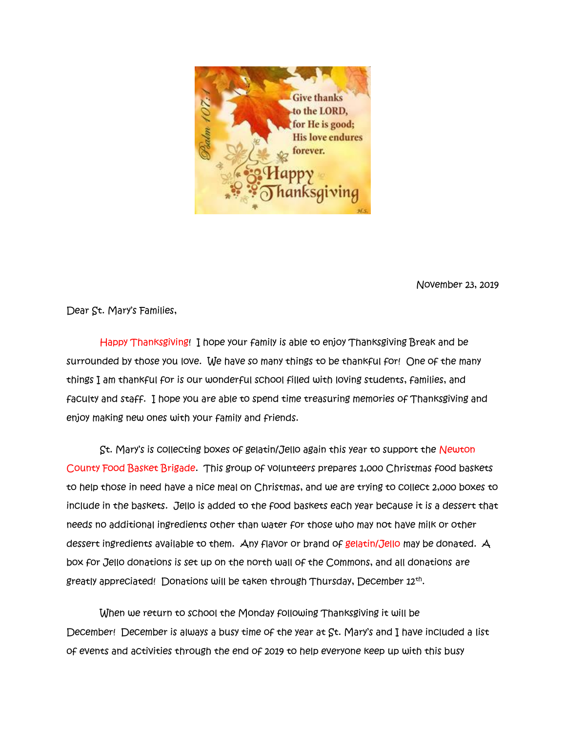November 23, 2019

Dear St. Mary's Families,

Happy Thanksgiving! I hope your family is able to enjoy Thanksgiving Break and be surrounded by those you love. We have so many things to be thankful for! One of the many things I am thankful for is our wonderful school filled with loving students, families, and faculty and staff. I hope you are able to spend time treasuring memories of Thanksgiving and enjoy making new ones with your family and friends.

St. Mary's is collecting boxes of gelatin/Jello again this year to support the Newton County Food Basket Brigade. This group of volunteers prepares 1,000 Christmas food baskets to help those in need have a nice meal on Christmas, and we are trying to collect 2,000 boxes to include in the baskets. Jello is added to the food baskets each year because it is a dessert that needs no additional ingredients other than water for those who may not have milk or other dessert ingredients available to them. Any flavor or brand of gelatin/Jello may be donated. A box for Jello donations is set up on the north wall of the Commons, and all donations are greatly appreciated! Donations will be taken through Thursday, December 12th.

When we return to school the Monday following Thanksgiving it will be December! December is always a busy time of the year at St. Mary's and I have included a list of events and activities through the end of 2019 to help everyone keep up with this busy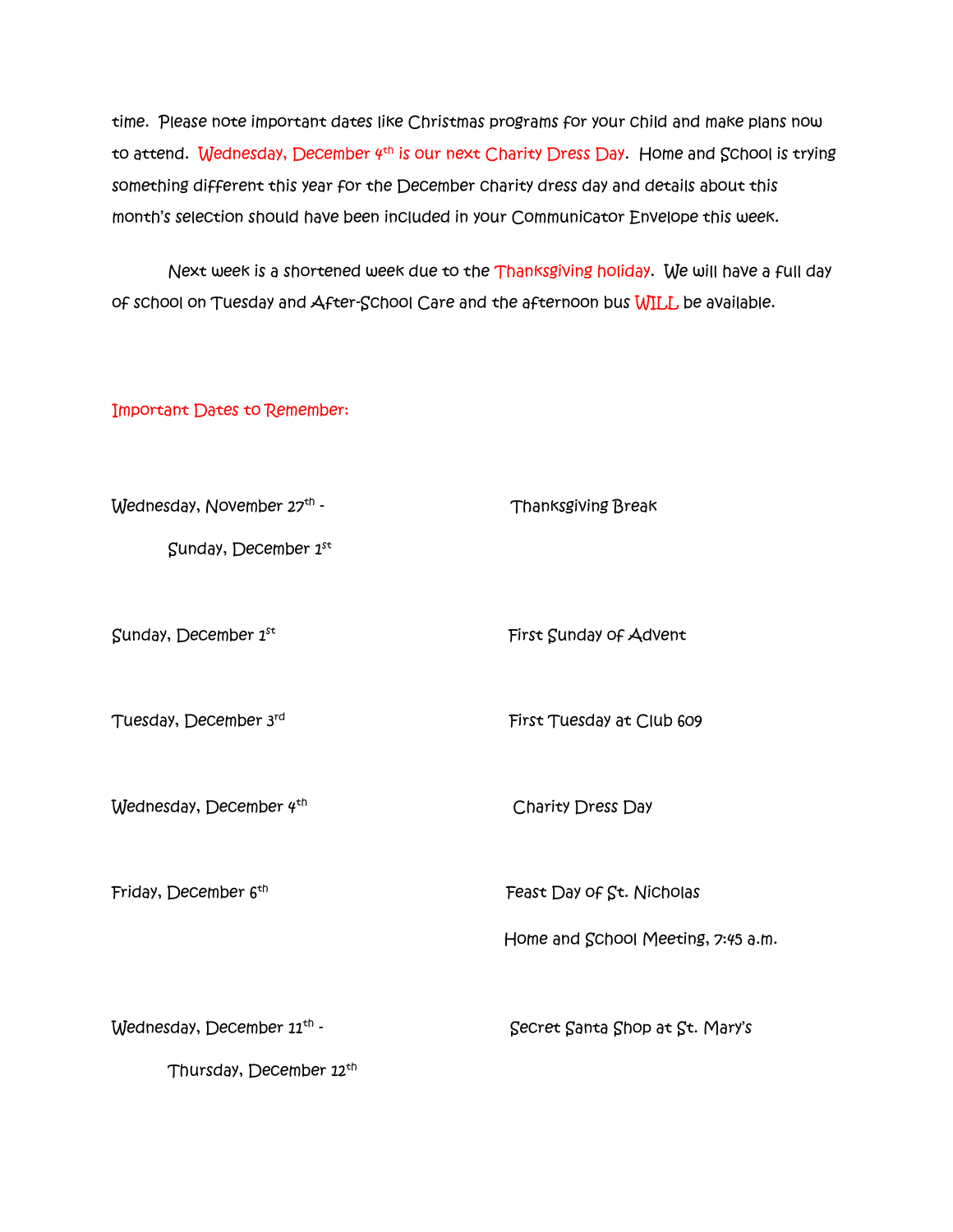time. Please note important dates like Christmas programs for your child and make plans now to attend. Wednesday, December 4th is our next Charity Dress Day. Home and School is trying something different this year for the December charity dress day and details about this month's selection should have been included in your Communicator Envelope this week.

Next week is a shortened week due to the Thanksgiving holiday. We will have a full day of school on Tuesday and After-School Care and the afternoon bus WILL be available.

Important Dates to Remember:

| | |
|---|---|
| Wednesday, November 27th - Sunday, December 1st | Thanksgiving Break |
| Sunday, December 1st | First Sunday of Advent |
| Tuesday, December 3rd | First Tuesday at Club 609 |
| Wednesday, December 4th | Charity Dress Day |
| Friday, December 6th | Feast Day of St. Nicholas<br>Home and School Meeting, 7:45 a.m. |
| Wednesday, December 11th - Thursday, December 12th | Secret Santa Shop at St. Mary's |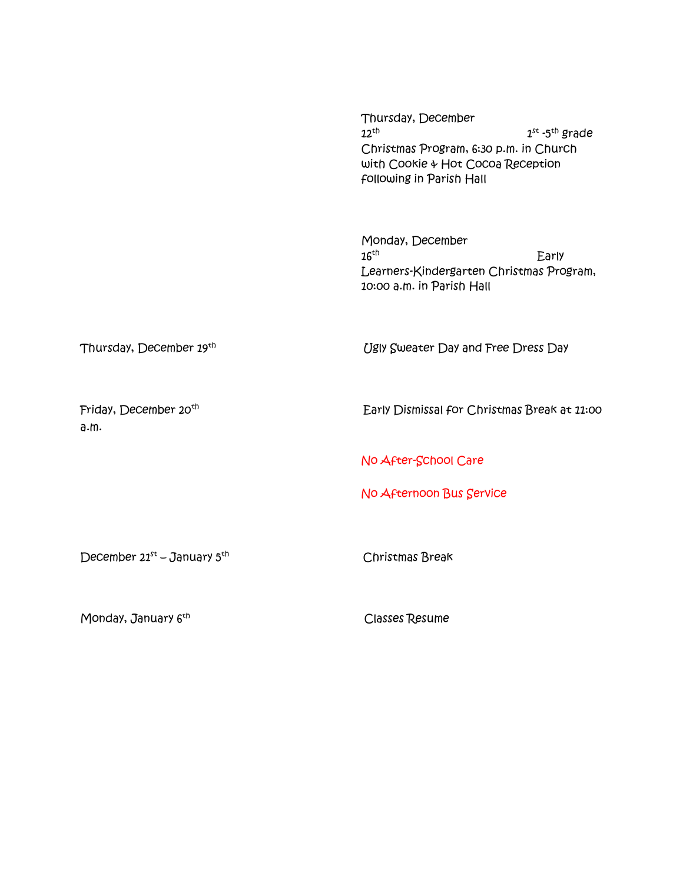Thursday, December 12th 1st -5th grade Christmas Program, 6:30 p.m. in Church with Cookie & Hot Cocoa Reception following in Parish Hall

Monday, December 16th Early Learners-Kindergarten Christmas Program, 10:00 a.m. in Parish Hall

| | |
|---|---|
| Thursday, December 19th | Ugly Sweater Day and Free Dress Day |
| Friday, December 20th | Early Dismissal for Christmas Break at 11:00 a.m. |
| | No After-School Care |
| | No Afternoon Bus Service |
| December 21st – January 5th | Christmas Break |
| Monday, January 6th | Classes Resume |